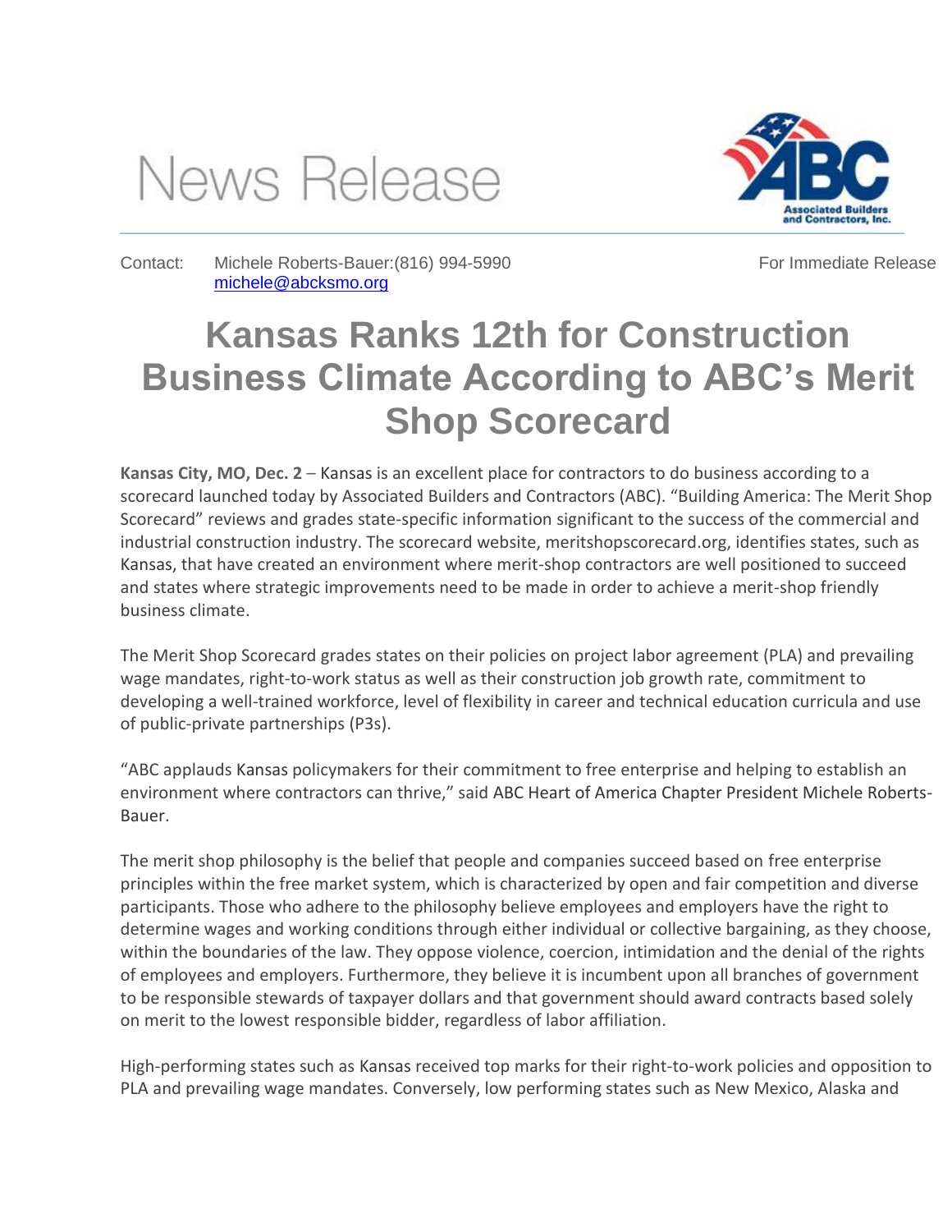News Release

Contact: Michele Roberts-Bauer:(816) 994-5990 michele@abcksmo.org

For Immediate Release

# Kansas Ranks 12th for Construction Business Climate According to ABC's Merit Shop Scorecard

**Kansas City, MO, Dec. 2** – Kansas is an excellent place for contractors to do business according to a scorecard launched today by Associated Builders and Contractors (ABC). "Building America: The Merit Shop Scorecard" reviews and grades state-specific information significant to the success of the commercial and industrial construction industry. The scorecard website, meritshopscorecard.org, identifies states, such as Kansas, that have created an environment where merit-shop contractors are well positioned to succeed and states where strategic improvements need to be made in order to achieve a merit-shop friendly business climate.

The Merit Shop Scorecard grades states on their policies on project labor agreement (PLA) and prevailing wage mandates, right-to-work status as well as their construction job growth rate, commitment to developing a well-trained workforce, level of flexibility in career and technical education curricula and use of public-private partnerships (P3s).

"ABC applauds Kansas policymakers for their commitment to free enterprise and helping to establish an environment where contractors can thrive," said ABC Heart of America Chapter President Michele Roberts-Bauer.

The merit shop philosophy is the belief that people and companies succeed based on free enterprise principles within the free market system, which is characterized by open and fair competition and diverse participants. Those who adhere to the philosophy believe employees and employers have the right to determine wages and working conditions through either individual or collective bargaining, as they choose, within the boundaries of the law. They oppose violence, coercion, intimidation and the denial of the rights of employees and employers. Furthermore, they believe it is incumbent upon all branches of government to be responsible stewards of taxpayer dollars and that government should award contracts based solely on merit to the lowest responsible bidder, regardless of labor affiliation.

High-performing states such as Kansas received top marks for their right-to-work policies and opposition to PLA and prevailing wage mandates. Conversely, low performing states such as New Mexico, Alaska and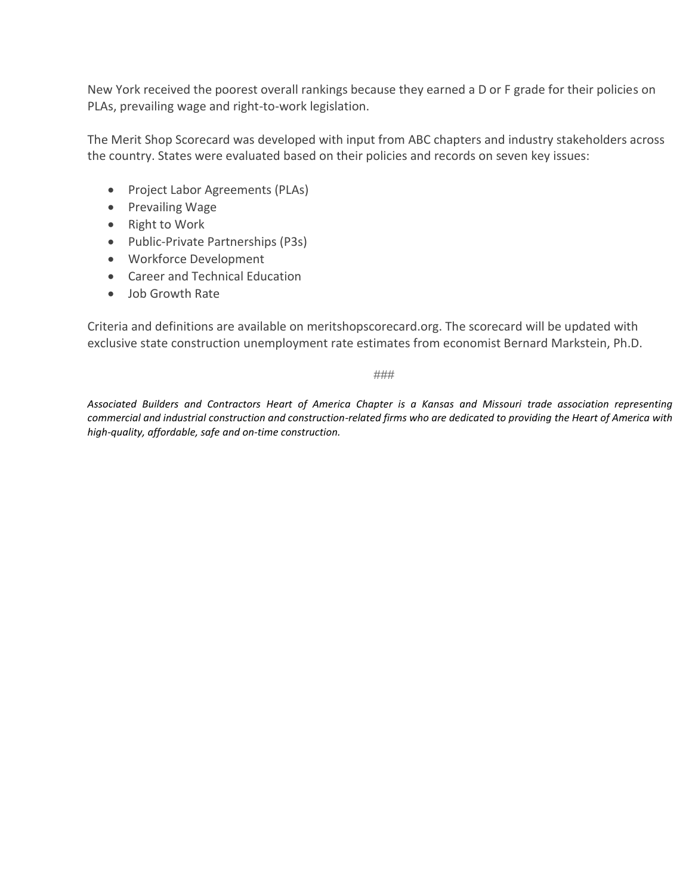New York received the poorest overall rankings because they earned a D or F grade for their policies on PLAs, prevailing wage and right-to-work legislation.

The Merit Shop Scorecard was developed with input from ABC chapters and industry stakeholders across the country. States were evaluated based on their policies and records on seven key issues:

- Project Labor Agreements (PLAs)
- Prevailing Wage
- Right to Work
- Public-Private Partnerships (P3s)
- Workforce Development
- Career and Technical Education
- Job Growth Rate

Criteria and definitions are available on meritshopscorecard.org. The scorecard will be updated with exclusive state construction unemployment rate estimates from economist Bernard Markstein, Ph.D.

###

*Associated Builders and Contractors Heart of America Chapter is a Kansas and Missouri trade association representing commercial and industrial construction and construction-related firms who are dedicated to providing the Heart of America with high-quality, affordable, safe and on-time construction.*